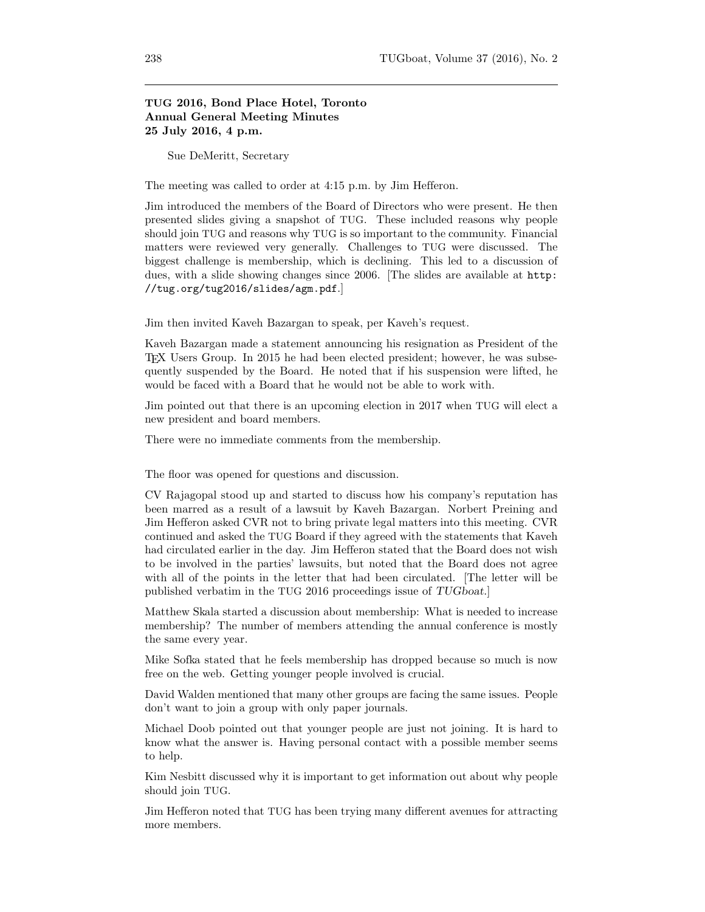## TUG 2016, Bond Place Hotel, Toronto
## Annual General Meeting Minutes
## 25 July 2016, 4 p.m.

Sue DeMeritt, Secretary

The meeting was called to order at 4:15 p.m. by Jim Hefferon.

Jim introduced the members of the Board of Directors who were present. He then presented slides giving a snapshot of TUG. These included reasons why people should join TUG and reasons why TUG is so important to the community. Financial matters were reviewed very generally. Challenges to TUG were discussed. The biggest challenge is membership, which is declining. This led to a discussion of dues, with a slide showing changes since 2006. [The slides are available at `http://tug.org/tug2016/slides/agm.pdf`.]

Jim then invited Kaveh Bazargan to speak, per Kaveh's request.

Kaveh Bazargan made a statement announcing his resignation as President of the TeX Users Group. In 2015 he had been elected president; however, he was subsequently suspended by the Board. He noted that if his suspension were lifted, he would be faced with a Board that he would not be able to work with.

Jim pointed out that there is an upcoming election in 2017 when TUG will elect a new president and board members.

There were no immediate comments from the membership.

The floor was opened for questions and discussion.

CV Rajagopal stood up and started to discuss how his company's reputation has been marred as a result of a lawsuit by Kaveh Bazargan. Norbert Preining and Jim Hefferon asked CVR not to bring private legal matters into this meeting. CVR continued and asked the TUG Board if they agreed with the statements that Kaveh had circulated earlier in the day. Jim Hefferon stated that the Board does not wish to be involved in the parties' lawsuits, but noted that the Board does not agree with all of the points in the letter that had been circulated. [The letter will be published verbatim in the TUG 2016 proceedings issue of *TUGboat*.]

Matthew Skala started a discussion about membership: What is needed to increase membership? The number of members attending the annual conference is mostly the same every year.

Mike Sofka stated that he feels membership has dropped because so much is now free on the web. Getting younger people involved is crucial.

David Walden mentioned that many other groups are facing the same issues. People don't want to join a group with only paper journals.

Michael Doob pointed out that younger people are just not joining. It is hard to know what the answer is. Having personal contact with a possible member seems to help.

Kim Nesbitt discussed why it is important to get information out about why people should join TUG.

Jim Hefferon noted that TUG has been trying many different avenues for attracting more members.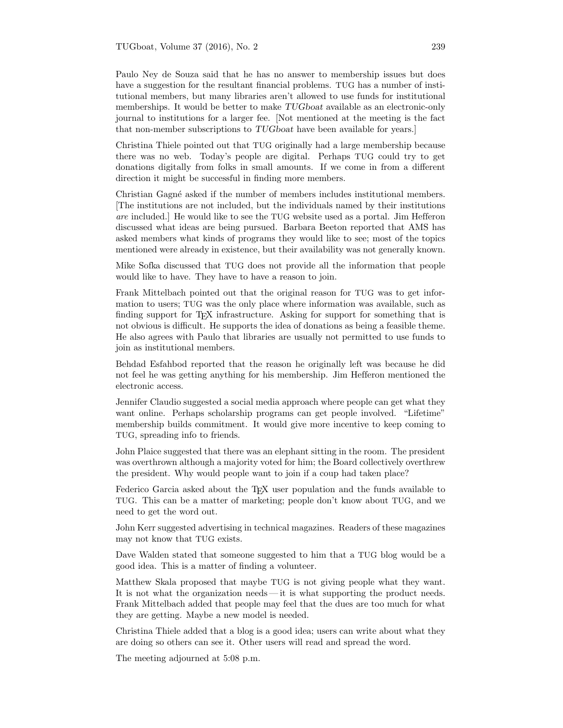Paulo Ney de Souza said that he has no answer to membership issues but does have a suggestion for the resultant financial problems. TUG has a number of institutional members, but many libraries aren't allowed to use funds for institutional memberships. It would be better to make *TUGboat* available as an electronic-only journal to institutions for a larger fee. [Not mentioned at the meeting is the fact that non-member subscriptions to *TUGboat* have been available for years.]

Christina Thiele pointed out that TUG originally had a large membership because there was no web. Today's people are digital. Perhaps TUG could try to get donations digitally from folks in small amounts. If we come in from a different direction it might be successful in finding more members.

Christian Gagné asked if the number of members includes institutional members. [The institutions are not included, but the individuals named by their institutions *are* included.] He would like to see the TUG website used as a portal. Jim Hefferon discussed what ideas are being pursued. Barbara Beeton reported that AMS has asked members what kinds of programs they would like to see; most of the topics mentioned were already in existence, but their availability was not generally known.

Mike Sofka discussed that TUG does not provide all the information that people would like to have. They have to have a reason to join.

Frank Mittelbach pointed out that the original reason for TUG was to get information to users; TUG was the only place where information was available, such as finding support for TeX infrastructure. Asking for support for something that is not obvious is difficult. He supports the idea of donations as being a feasible theme. He also agrees with Paulo that libraries are usually not permitted to use funds to join as institutional members.

Behdad Esfahbod reported that the reason he originally left was because he did not feel he was getting anything for his membership. Jim Hefferon mentioned the electronic access.

Jennifer Claudio suggested a social media approach where people can get what they want online. Perhaps scholarship programs can get people involved. "Lifetime" membership builds commitment. It would give more incentive to keep coming to TUG, spreading info to friends.

John Plaice suggested that there was an elephant sitting in the room. The president was overthrown although a majority voted for him; the Board collectively overthrew the president. Why would people want to join if a coup had taken place?

Federico Garcia asked about the TeX user population and the funds available to TUG. This can be a matter of marketing; people don't know about TUG, and we need to get the word out.

John Kerr suggested advertising in technical magazines. Readers of these magazines may not know that TUG exists.

Dave Walden stated that someone suggested to him that a TUG blog would be a good idea. This is a matter of finding a volunteer.

Matthew Skala proposed that maybe TUG is not giving people what they want. It is not what the organization needs — it is what supporting the product needs. Frank Mittelbach added that people may feel that the dues are too much for what they are getting. Maybe a new model is needed.

Christina Thiele added that a blog is a good idea; users can write about what they are doing so others can see it. Other users will read and spread the word.

The meeting adjourned at 5:08 p.m.